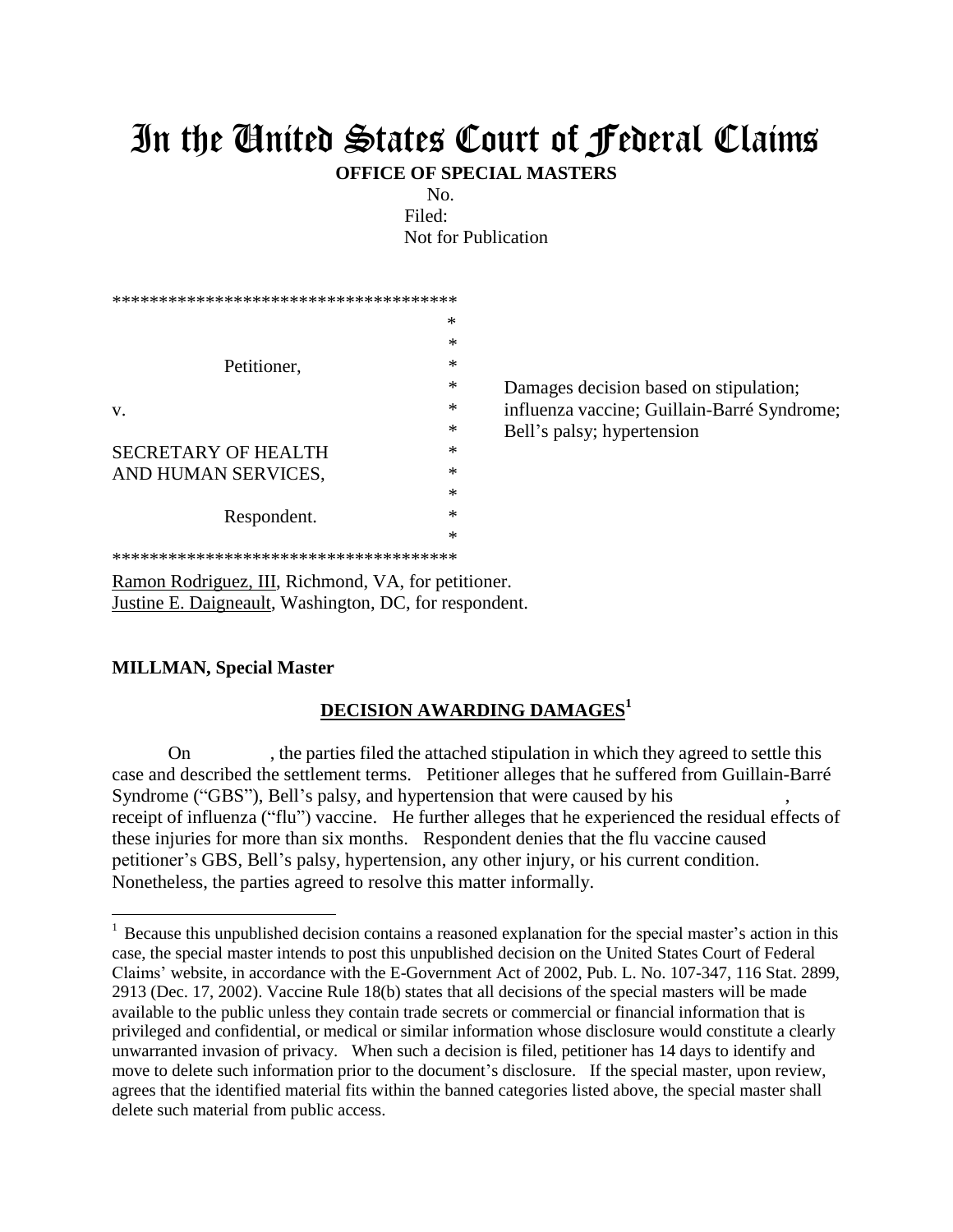# In the United States Court of Federal Claims

**OFFICE OF SPECIAL MASTERS**

No.

Filed:

Not for Publication

```
*************************************
                                    *
                                    *
          Petitioner,               *
                                    *
v.                                  *
                                    *
SECRETARY OF HEALTH                 *
AND HUMAN SERVICES,                 *
                                    *
          Respondent.               *
                                    *
*************************************
```

Damages decision based on stipulation; influenza vaccine; Guillain-Barré Syndrome; Bell's palsy; hypertension

Ramon Rodriguez, III, Richmond, VA, for petitioner.
Justine E. Daigneault, Washington, DC, for respondent.

**MILLMAN, Special Master**

## DECISION AWARDING DAMAGES[1]

On , the parties filed the attached stipulation in which they agreed to settle this case and described the settlement terms. Petitioner alleges that he suffered from Guillain-Barré Syndrome ("GBS"), Bell's palsy, and hypertension that were caused by his , receipt of influenza ("flu") vaccine. He further alleges that he experienced the residual effects of these injuries for more than six months. Respondent denies that the flu vaccine caused petitioner's GBS, Bell's palsy, hypertension, any other injury, or his current condition. Nonetheless, the parties agreed to resolve this matter informally.

---

[1] Because this unpublished decision contains a reasoned explanation for the special master's action in this case, the special master intends to post this unpublished decision on the United States Court of Federal Claims' website, in accordance with the E-Government Act of 2002, Pub. L. No. 107-347, 116 Stat. 2899, 2913 (Dec. 17, 2002). Vaccine Rule 18(b) states that all decisions of the special masters will be made available to the public unless they contain trade secrets or commercial or financial information that is privileged and confidential, or medical or similar information whose disclosure would constitute a clearly unwarranted invasion of privacy. When such a decision is filed, petitioner has 14 days to identify and move to delete such information prior to the document's disclosure. If the special master, upon review, agrees that the identified material fits within the banned categories listed above, the special master shall delete such material from public access.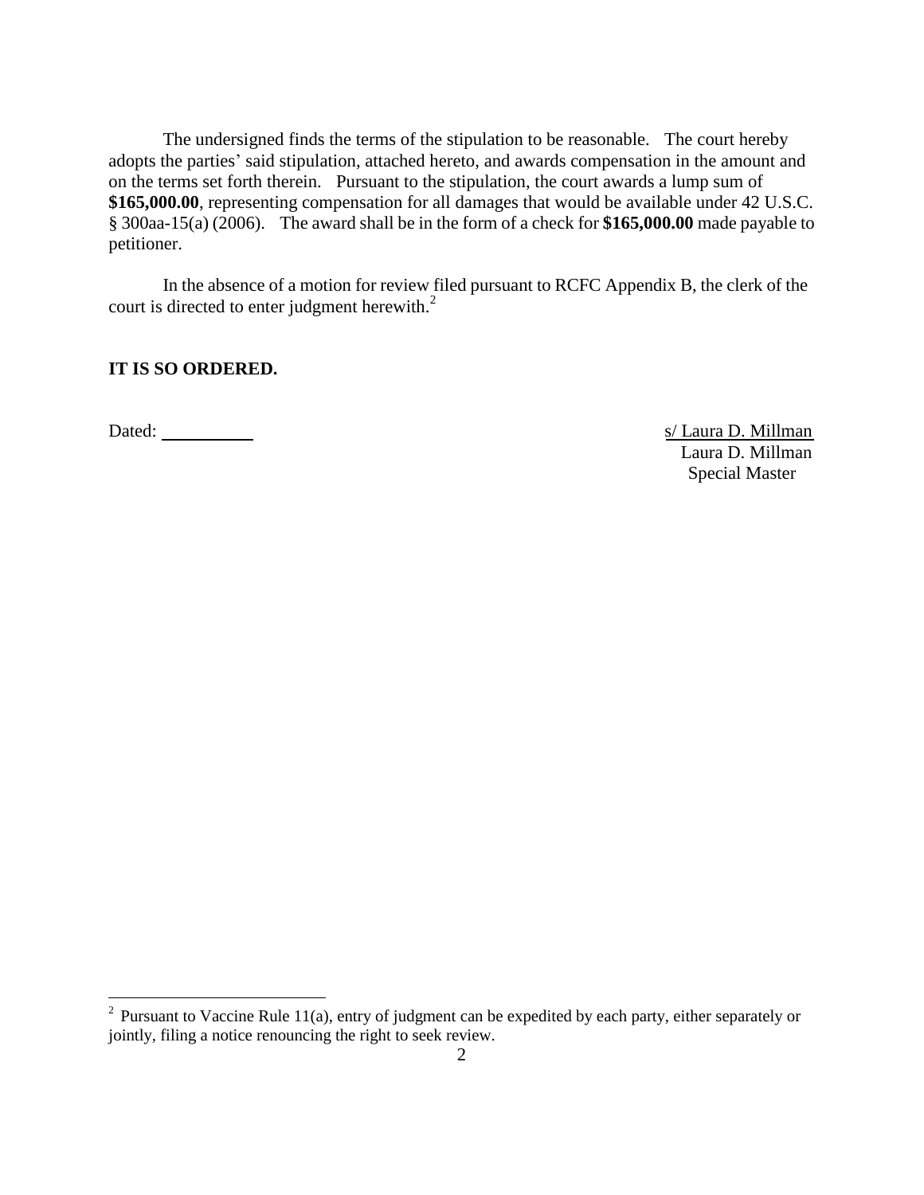The undersigned finds the terms of the stipulation to be reasonable. The court hereby adopts the parties' said stipulation, attached hereto, and awards compensation in the amount and on the terms set forth therein. Pursuant to the stipulation, the court awards a lump sum of **$165,000.00**, representing compensation for all damages that would be available under 42 U.S.C. § 300aa-15(a) (2006). The award shall be in the form of a check for **$165,000.00** made payable to petitioner.

In the absence of a motion for review filed pursuant to RCFC Appendix B, the clerk of the court is directed to enter judgment herewith.[2]

**IT IS SO ORDERED.**

Dated: \_\_\_\_\_\_\_\_\_\_

s/ Laura D. Millman
Laura D. Millman
Special Master

[2] Pursuant to Vaccine Rule 11(a), entry of judgment can be expedited by each party, either separately or jointly, filing a notice renouncing the right to seek review.